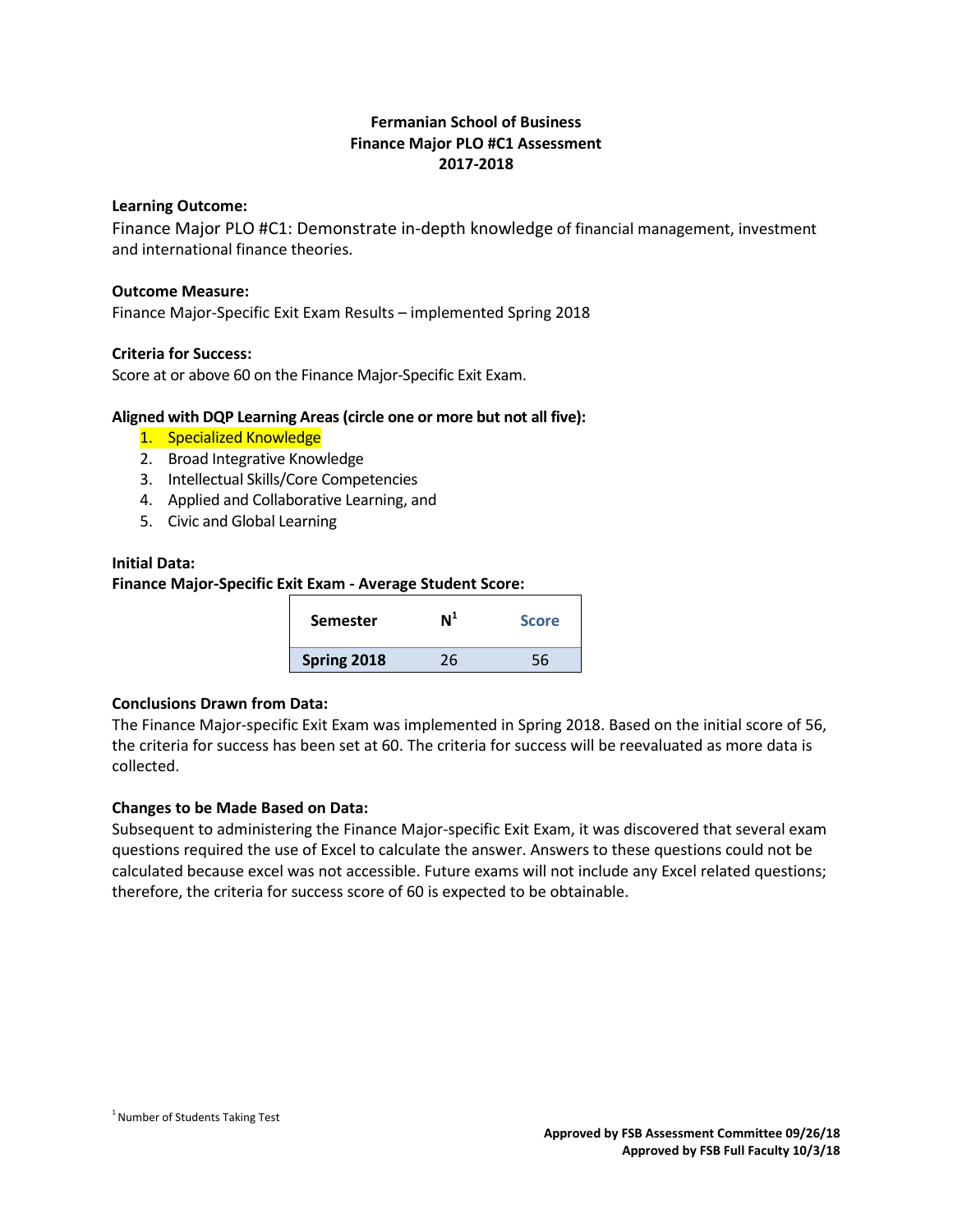# Fermanian School of Business
## Finance Major PLO #C1 Assessment
## 2017-2018

**Learning Outcome:**

Finance Major PLO #C1: Demonstrate in-depth knowledge of financial management, investment and international finance theories.

**Outcome Measure:**

Finance Major-Specific Exit Exam Results – implemented Spring 2018

**Criteria for Success:**

Score at or above 60 on the Finance Major-Specific Exit Exam.

**Aligned with DQP Learning Areas (circle one or more but not all five):**

1. Specialized Knowledge
2. Broad Integrative Knowledge
3. Intellectual Skills/Core Competencies
4. Applied and Collaborative Learning, and
5. Civic and Global Learning

**Initial Data:**

**Finance Major-Specific Exit Exam - Average Student Score:**

| Semester | N[1] | Score |
|---|---|---|
| **Spring 2018** | 26 | 56 |

**Conclusions Drawn from Data:**

The Finance Major-specific Exit Exam was implemented in Spring 2018. Based on the initial score of 56, the criteria for success has been set at 60. The criteria for success will be reevaluated as more data is collected.

**Changes to be Made Based on Data:**

Subsequent to administering the Finance Major-specific Exit Exam, it was discovered that several exam questions required the use of Excel to calculate the answer. Answers to these questions could not be calculated because excel was not accessible. Future exams will not include any Excel related questions; therefore, the criteria for success score of 60 is expected to be obtainable.

[1] Number of Students Taking Test

**Approved by FSB Assessment Committee 09/26/18**
**Approved by FSB Full Faculty 10/3/18**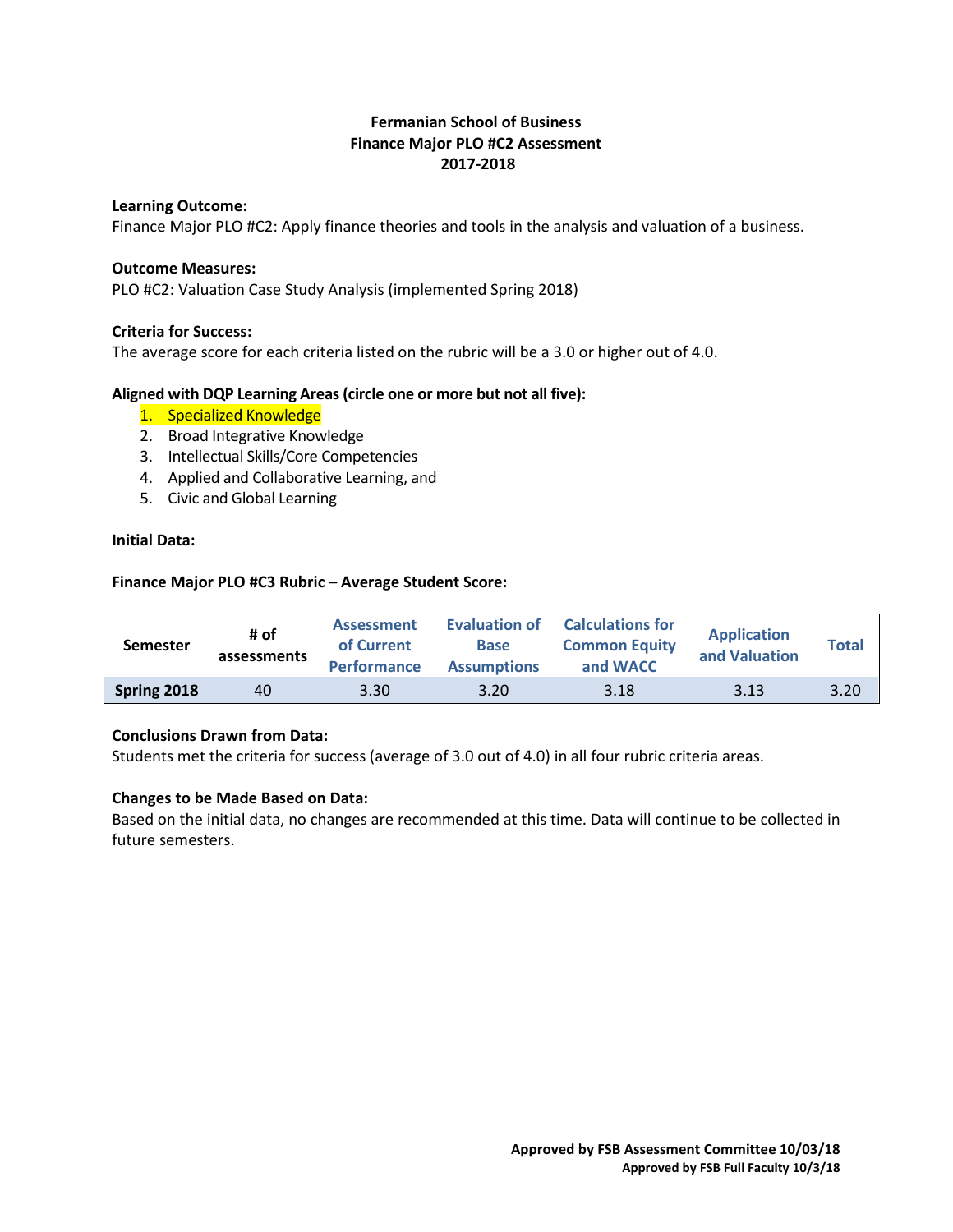**Fermanian School of Business**
**Finance Major PLO #C2 Assessment**
**2017-2018**

**Learning Outcome:**
Finance Major PLO #C2: Apply finance theories and tools in the analysis and valuation of a business.

**Outcome Measures:**
PLO #C2: Valuation Case Study Analysis (implemented Spring 2018)

**Criteria for Success:**
The average score for each criteria listed on the rubric will be a 3.0 or higher out of 4.0.

**Aligned with DQP Learning Areas (circle one or more but not all five):**

1. Specialized Knowledge
2. Broad Integrative Knowledge
3. Intellectual Skills/Core Competencies
4. Applied and Collaborative Learning, and
5. Civic and Global Learning

**Initial Data:**

**Finance Major PLO #C3 Rubric – Average Student Score:**

| Semester | # of assessments | Assessment of Current Performance | Evaluation of Base Assumptions | Calculations for Common Equity and WACC | Application and Valuation | Total |
|---|---|---|---|---|---|---|
| **Spring 2018** | 40 | 3.30 | 3.20 | 3.18 | 3.13 | 3.20 |

**Conclusions Drawn from Data:**
Students met the criteria for success (average of 3.0 out of 4.0) in all four rubric criteria areas.

**Changes to be Made Based on Data:**
Based on the initial data, no changes are recommended at this time. Data will continue to be collected in future semesters.

**Approved by FSB Assessment Committee 10/03/18**
**Approved by FSB Full Faculty 10/3/18**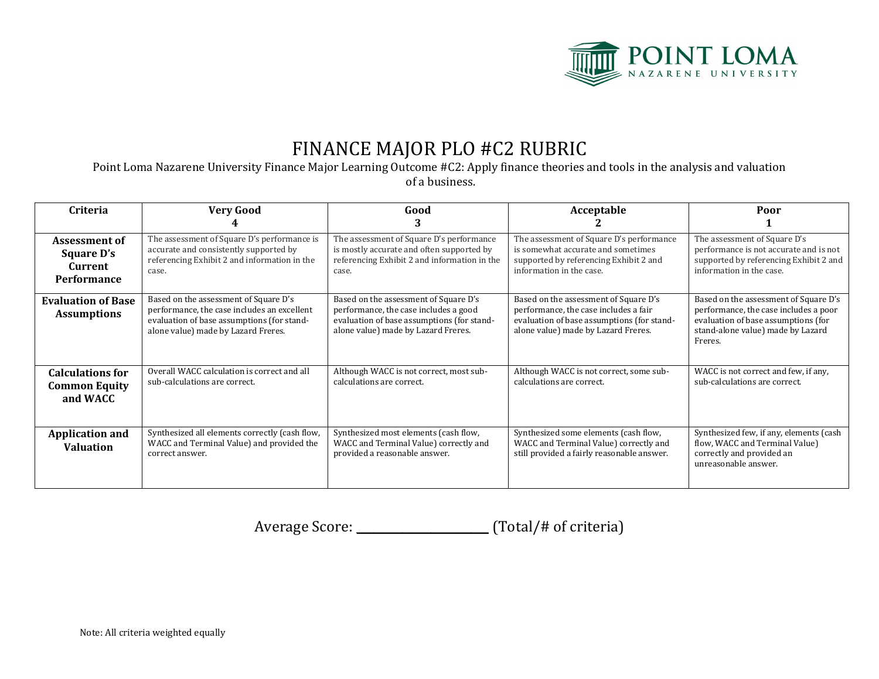# FINANCE MAJOR PLO #C2 RUBRIC

Point Loma Nazarene University Finance Major Learning Outcome #C2: Apply finance theories and tools in the analysis and valuation of a business.

| Criteria | Very Good<br>4 | Good<br>3 | Acceptable<br>2 | Poor<br>1 |
|---|---|---|---|---|
| **Assessment of Square D's Current Performance** | The assessment of Square D's performance is accurate and consistently supported by referencing Exhibit 2 and information in the case. | The assessment of Square D's performance is mostly accurate and often supported by referencing Exhibit 2 and information in the case. | The assessment of Square D's performance is somewhat accurate and sometimes supported by referencing Exhibit 2 and information in the case. | The assessment of Square D's performance is not accurate and is not supported by referencing Exhibit 2 and information in the case. |
| **Evaluation of Base Assumptions** | Based on the assessment of Square D's performance, the case includes an excellent evaluation of base assumptions (for stand-alone value) made by Lazard Freres. | Based on the assessment of Square D's performance, the case includes a good evaluation of base assumptions (for stand-alone value) made by Lazard Freres. | Based on the assessment of Square D's performance, the case includes a fair evaluation of base assumptions (for stand-alone value) made by Lazard Freres. | Based on the assessment of Square D's performance, the case includes a poor evaluation of base assumptions (for stand-alone value) made by Lazard Freres. |
| **Calculations for Common Equity and WACC** | Overall WACC calculation is correct and all sub-calculations are correct. | Although WACC is not correct, most sub-calculations are correct. | Although WACC is not correct, some sub-calculations are correct. | WACC is not correct and few, if any, sub-calculations are correct. |
| **Application and Valuation** | Synthesized all elements correctly (cash flow, WACC and Terminal Value) and provided the correct answer. | Synthesized most elements (cash flow, WACC and Terminal Value) correctly and provided a reasonable answer. | Synthesized some elements (cash flow, WACC and Terminal Value) correctly and still provided a fairly reasonable answer. | Synthesized few, if any, elements (cash flow, WACC and Terminal Value) correctly and provided an unreasonable answer. |

Average Score: ______________________ (Total/# of criteria)

Note: All criteria weighted equally